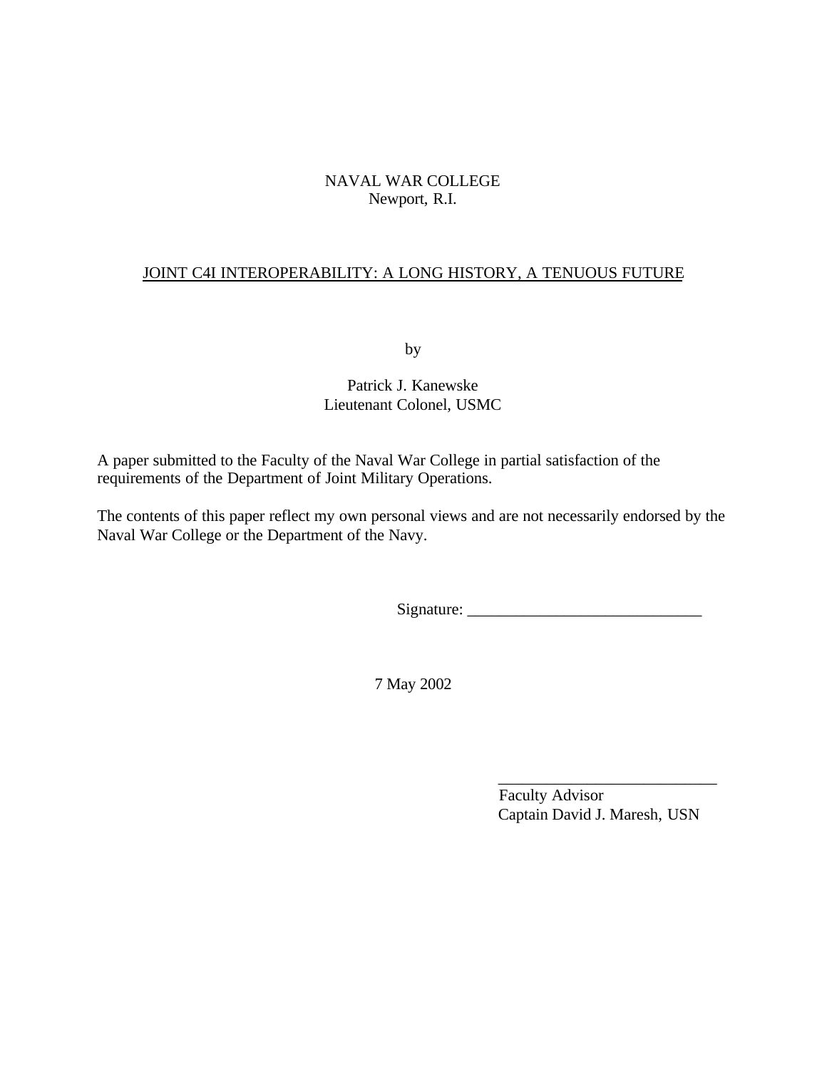NAVAL WAR COLLEGE
Newport, R.I.

# JOINT C4I INTEROPERABILITY: A LONG HISTORY, A TENUOUS FUTURE

by

Patrick J. Kanewske
Lieutenant Colonel, USMC

A paper submitted to the Faculty of the Naval War College in partial satisfaction of the requirements of the Department of Joint Military Operations.

The contents of this paper reflect my own personal views and are not necessarily endorsed by the Naval War College or the Department of the Navy.

Signature: _____________________________

7 May 2002

___________________________
Faculty Advisor
Captain David J. Maresh, USN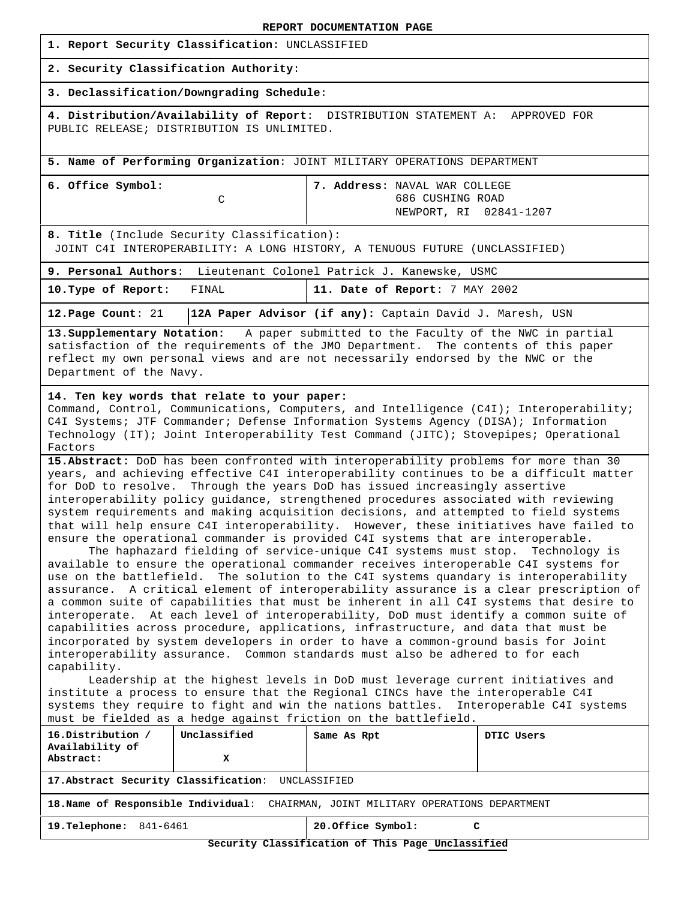**REPORT DOCUMENTATION PAGE**

**1. Report Security Classification**: UNCLASSIFIED

**2. Security Classification Authority**:

**3. Declassification/Downgrading Schedule**:

**4. Distribution/Availability of Report**: DISTRIBUTION STATEMENT A: APPROVED FOR PUBLIC RELEASE; DISTRIBUTION IS UNLIMITED.

**5. Name of Performing Organization**: JOINT MILITARY OPERATIONS DEPARTMENT

| **6. Office Symbol**: C | **7. Address**: NAVAL WAR COLLEGE 686 CUSHING ROAD NEWPORT, RI 02841-1207 |
|---|---|

**8. Title** (Include Security Classification):
JOINT C4I INTEROPERABILITY: A LONG HISTORY, A TENUOUS FUTURE (UNCLASSIFIED)

**9. Personal Authors**: Lieutenant Colonel Patrick J. Kanewske, USMC

| **10.Type of Report**: FINAL | **11. Date of Report**: 7 MAY 2002 |
|---|---|

**12.Page Count**: 21 **12A Paper Advisor (if any):** Captain David J. Maresh, USN

**13.Supplementary Notation:** A paper submitted to the Faculty of the NWC in partial satisfaction of the requirements of the JMO Department. The contents of this paper reflect my own personal views and are not necessarily endorsed by the NWC or the Department of the Navy.

**14. Ten key words that relate to your paper:**
Command, Control, Communications, Computers, and Intelligence (C4I); Interoperability; C4I Systems; JTF Commander; Defense Information Systems Agency (DISA); Information Technology (IT); Joint Interoperability Test Command (JITC); Stovepipes; Operational Factors

**15.Abstract:** DoD has been confronted with interoperability problems for more than 30 years, and achieving effective C4I interoperability continues to be a difficult matter for DoD to resolve. Through the years DoD has issued increasingly assertive interoperability policy guidance, strengthened procedures associated with reviewing system requirements and making acquisition decisions, and attempted to field systems that will help ensure C4I interoperability. However, these initiatives have failed to ensure the operational commander is provided C4I systems that are interoperable.

The haphazard fielding of service-unique C4I systems must stop. Technology is available to ensure the operational commander receives interoperable C4I systems for use on the battlefield. The solution to the C4I systems quandary is interoperability assurance. A critical element of interoperability assurance is a clear prescription of a common suite of capabilities that must be inherent in all C4I systems that desire to interoperate. At each level of interoperability, DoD must identify a common suite of capabilities across procedure, applications, infrastructure, and data that must be incorporated by system developers in order to have a common-ground basis for Joint interoperability assurance. Common standards must also be adhered to for each capability.

Leadership at the highest levels in DoD must leverage current initiatives and institute a process to ensure that the Regional CINCs have the interoperable C4I systems they require to fight and win the nations battles. Interoperable C4I systems must be fielded as a hedge against friction on the battlefield.

| **16.Distribution / Availability of Abstract:** | **Unclassified** X | **Same As Rpt** | **DTIC Users** |
|---|---|---|---|

**17.Abstract Security Classification**: UNCLASSIFIED

**18.Name of Responsible Individual**: CHAIRMAN, JOINT MILITARY OPERATIONS DEPARTMENT

| **19.Telephone:** 841-6461 | **20.Office Symbol:** C |
|---|---|

**Security Classification of This Page Unclassified**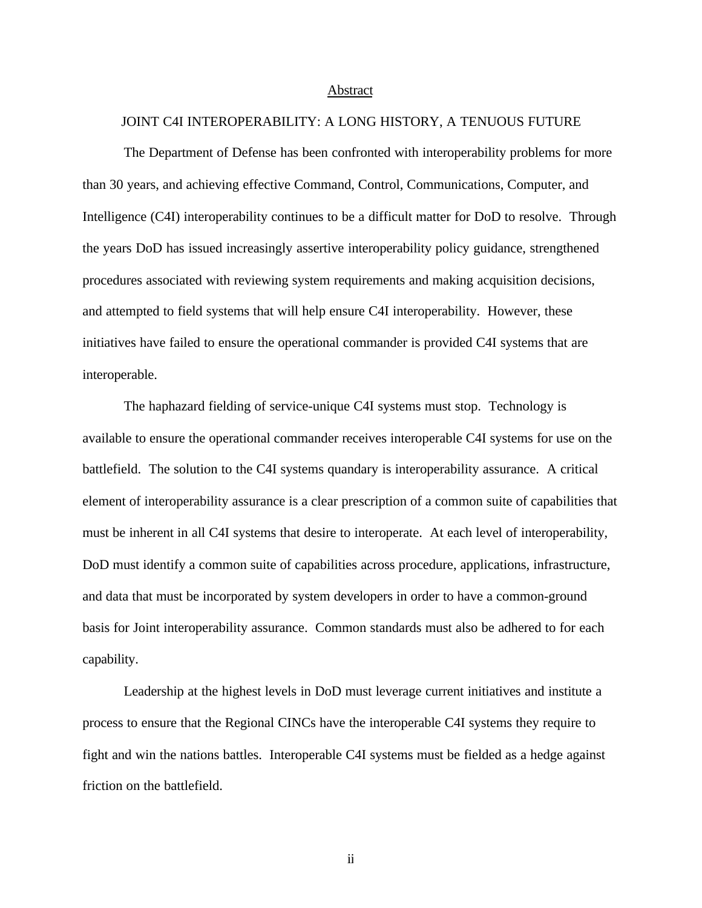## Abstract

### JOINT C4I INTEROPERABILITY: A LONG HISTORY, A TENUOUS FUTURE

The Department of Defense has been confronted with interoperability problems for more than 30 years, and achieving effective Command, Control, Communications, Computer, and Intelligence (C4I) interoperability continues to be a difficult matter for DoD to resolve. Through the years DoD has issued increasingly assertive interoperability policy guidance, strengthened procedures associated with reviewing system requirements and making acquisition decisions, and attempted to field systems that will help ensure C4I interoperability. However, these initiatives have failed to ensure the operational commander is provided C4I systems that are interoperable.

The haphazard fielding of service-unique C4I systems must stop. Technology is available to ensure the operational commander receives interoperable C4I systems for use on the battlefield. The solution to the C4I systems quandary is interoperability assurance. A critical element of interoperability assurance is a clear prescription of a common suite of capabilities that must be inherent in all C4I systems that desire to interoperate. At each level of interoperability, DoD must identify a common suite of capabilities across procedure, applications, infrastructure, and data that must be incorporated by system developers in order to have a common-ground basis for Joint interoperability assurance. Common standards must also be adhered to for each capability.

Leadership at the highest levels in DoD must leverage current initiatives and institute a process to ensure that the Regional CINCs have the interoperable C4I systems they require to fight and win the nations battles. Interoperable C4I systems must be fielded as a hedge against friction on the battlefield.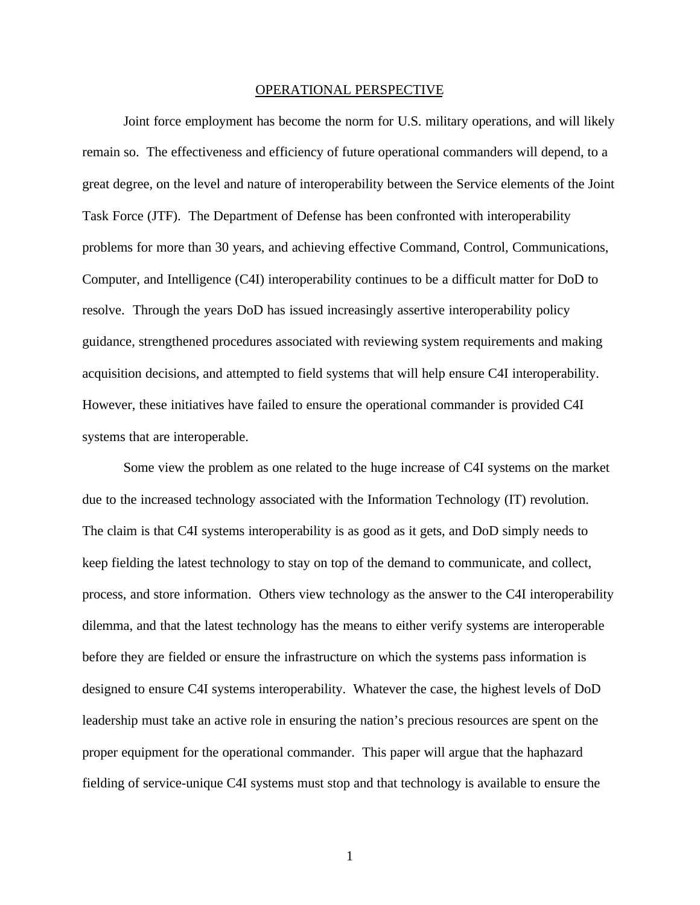## OPERATIONAL PERSPECTIVE

Joint force employment has become the norm for U.S. military operations, and will likely remain so. The effectiveness and efficiency of future operational commanders will depend, to a great degree, on the level and nature of interoperability between the Service elements of the Joint Task Force (JTF). The Department of Defense has been confronted with interoperability problems for more than 30 years, and achieving effective Command, Control, Communications, Computer, and Intelligence (C4I) interoperability continues to be a difficult matter for DoD to resolve. Through the years DoD has issued increasingly assertive interoperability policy guidance, strengthened procedures associated with reviewing system requirements and making acquisition decisions, and attempted to field systems that will help ensure C4I interoperability. However, these initiatives have failed to ensure the operational commander is provided C4I systems that are interoperable.

Some view the problem as one related to the huge increase of C4I systems on the market due to the increased technology associated with the Information Technology (IT) revolution. The claim is that C4I systems interoperability is as good as it gets, and DoD simply needs to keep fielding the latest technology to stay on top of the demand to communicate, and collect, process, and store information. Others view technology as the answer to the C4I interoperability dilemma, and that the latest technology has the means to either verify systems are interoperable before they are fielded or ensure the infrastructure on which the systems pass information is designed to ensure C4I systems interoperability. Whatever the case, the highest levels of DoD leadership must take an active role in ensuring the nation's precious resources are spent on the proper equipment for the operational commander. This paper will argue that the haphazard fielding of service-unique C4I systems must stop and that technology is available to ensure the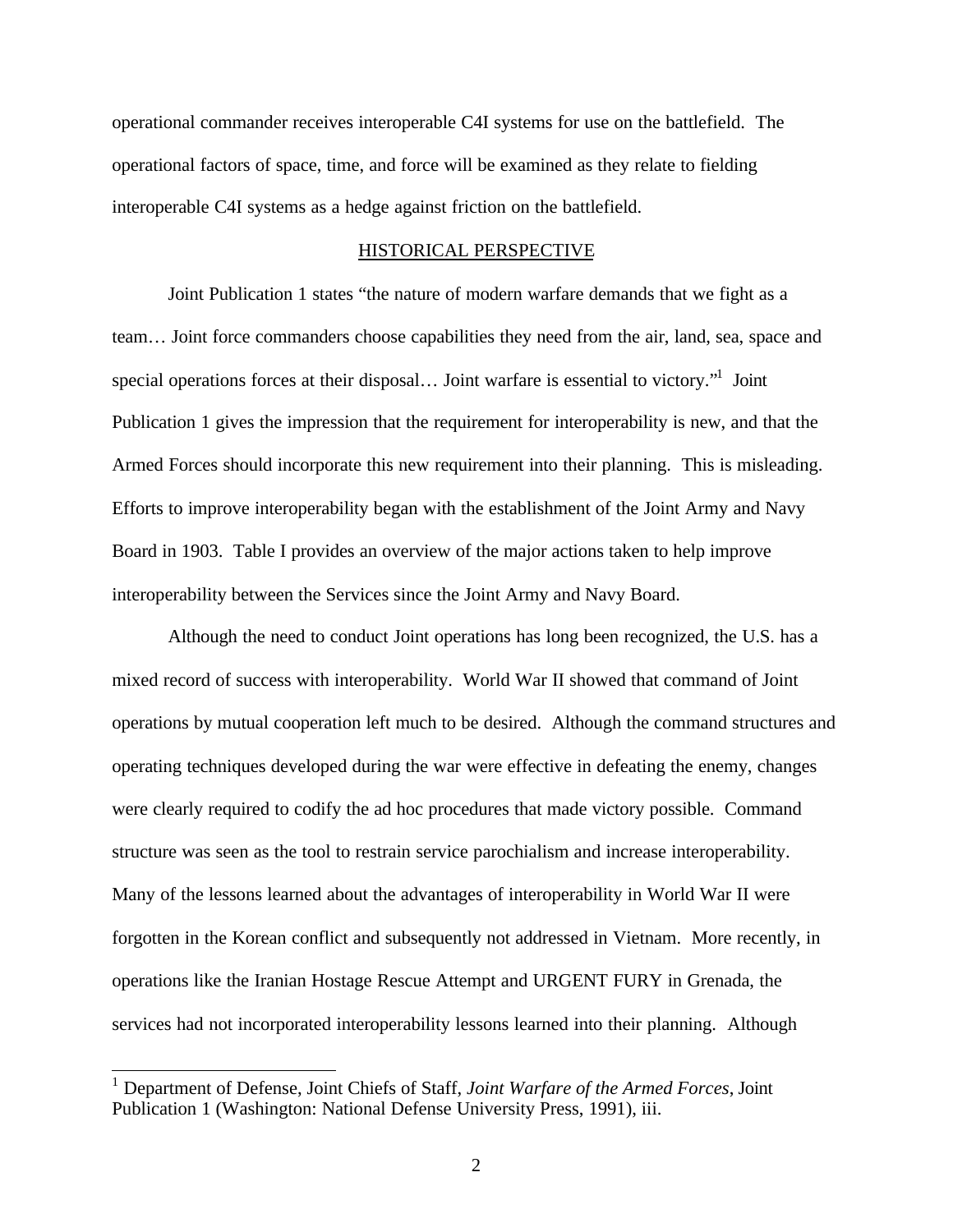operational commander receives interoperable C4I systems for use on the battlefield. The operational factors of space, time, and force will be examined as they relate to fielding interoperable C4I systems as a hedge against friction on the battlefield.

## HISTORICAL PERSPECTIVE

Joint Publication 1 states "the nature of modern warfare demands that we fight as a team… Joint force commanders choose capabilities they need from the air, land, sea, space and special operations forces at their disposal… Joint warfare is essential to victory."[1] Joint Publication 1 gives the impression that the requirement for interoperability is new, and that the Armed Forces should incorporate this new requirement into their planning. This is misleading. Efforts to improve interoperability began with the establishment of the Joint Army and Navy Board in 1903. Table I provides an overview of the major actions taken to help improve interoperability between the Services since the Joint Army and Navy Board.

Although the need to conduct Joint operations has long been recognized, the U.S. has a mixed record of success with interoperability. World War II showed that command of Joint operations by mutual cooperation left much to be desired. Although the command structures and operating techniques developed during the war were effective in defeating the enemy, changes were clearly required to codify the ad hoc procedures that made victory possible. Command structure was seen as the tool to restrain service parochialism and increase interoperability. Many of the lessons learned about the advantages of interoperability in World War II were forgotten in the Korean conflict and subsequently not addressed in Vietnam. More recently, in operations like the Iranian Hostage Rescue Attempt and URGENT FURY in Grenada, the services had not incorporated interoperability lessons learned into their planning. Although

[1] Department of Defense, Joint Chiefs of Staff, *Joint Warfare of the Armed Forces*, Joint Publication 1 (Washington: National Defense University Press, 1991), iii.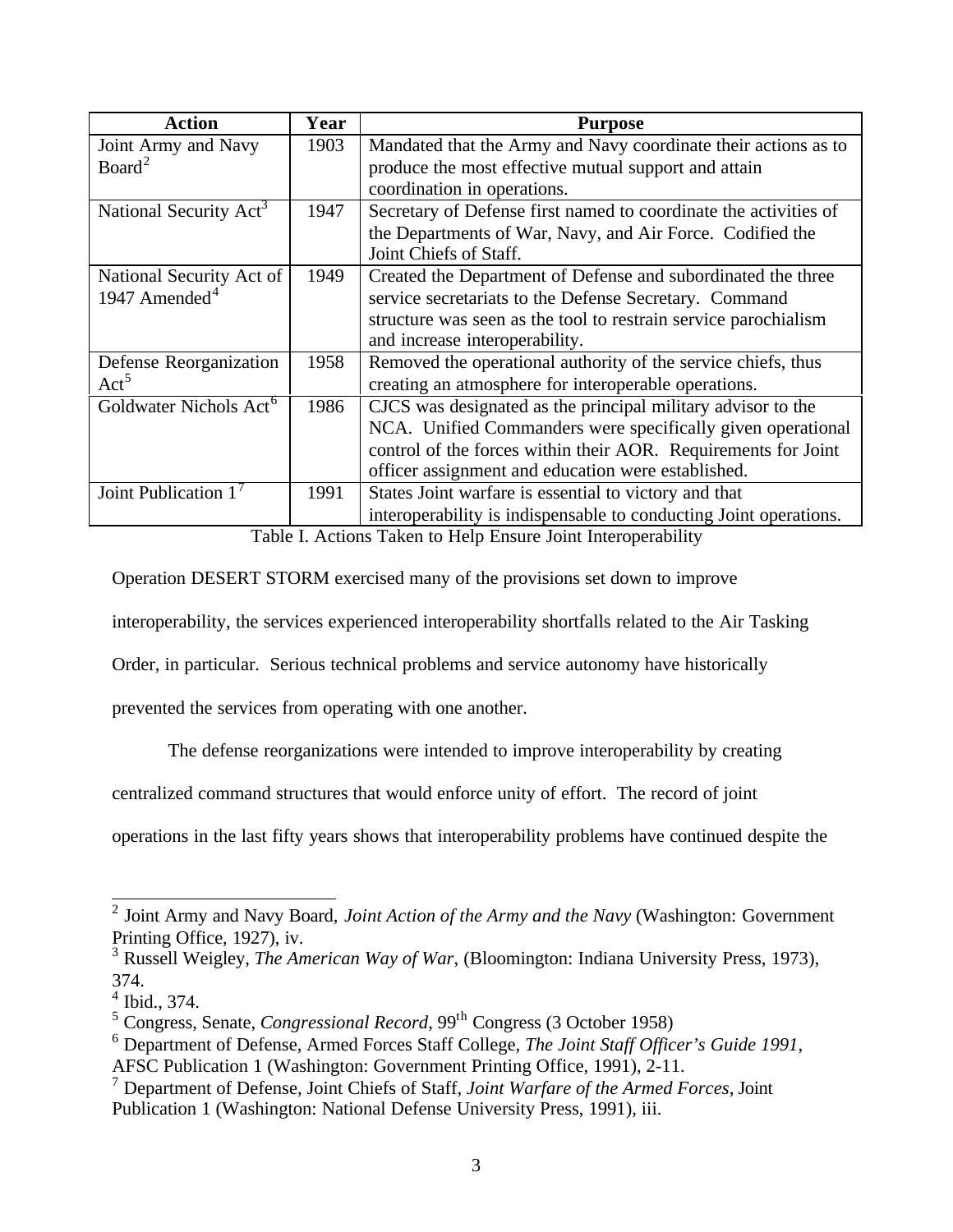| Action | Year | Purpose |
|---|---|---|
| Joint Army and Navy Board[2] | 1903 | Mandated that the Army and Navy coordinate their actions as to produce the most effective mutual support and attain coordination in operations. |
| National Security Act[3] | 1947 | Secretary of Defense first named to coordinate the activities of the Departments of War, Navy, and Air Force. Codified the Joint Chiefs of Staff. |
| National Security Act of 1947 Amended[4] | 1949 | Created the Department of Defense and subordinated the three service secretariats to the Defense Secretary. Command structure was seen as the tool to restrain service parochialism and increase interoperability. |
| Defense Reorganization Act[5] | 1958 | Removed the operational authority of the service chiefs, thus creating an atmosphere for interoperable operations. |
| Goldwater Nichols Act[6] | 1986 | CJCS was designated as the principal military advisor to the NCA. Unified Commanders were specifically given operational control of the forces within their AOR. Requirements for Joint officer assignment and education were established. |
| Joint Publication 1[7] | 1991 | States Joint warfare is essential to victory and that interoperability is indispensable to conducting Joint operations. |

Table I. Actions Taken to Help Ensure Joint Interoperability

Operation DESERT STORM exercised many of the provisions set down to improve interoperability, the services experienced interoperability shortfalls related to the Air Tasking Order, in particular. Serious technical problems and service autonomy have historically prevented the services from operating with one another.

The defense reorganizations were intended to improve interoperability by creating centralized command structures that would enforce unity of effort. The record of joint operations in the last fifty years shows that interoperability problems have continued despite the

---

[2] Joint Army and Navy Board, *Joint Action of the Army and the Navy* (Washington: Government Printing Office, 1927), iv.

[3] Russell Weigley, *The American Way of War*, (Bloomington: Indiana University Press, 1973), 374.

[4] Ibid., 374.

[5] Congress, Senate, *Congressional Record*, 99th Congress (3 October 1958)

[6] Department of Defense, Armed Forces Staff College, *The Joint Staff Officer's Guide 1991*, AFSC Publication 1 (Washington: Government Printing Office, 1991), 2-11.

[7] Department of Defense, Joint Chiefs of Staff, *Joint Warfare of the Armed Forces*, Joint Publication 1 (Washington: National Defense University Press, 1991), iii.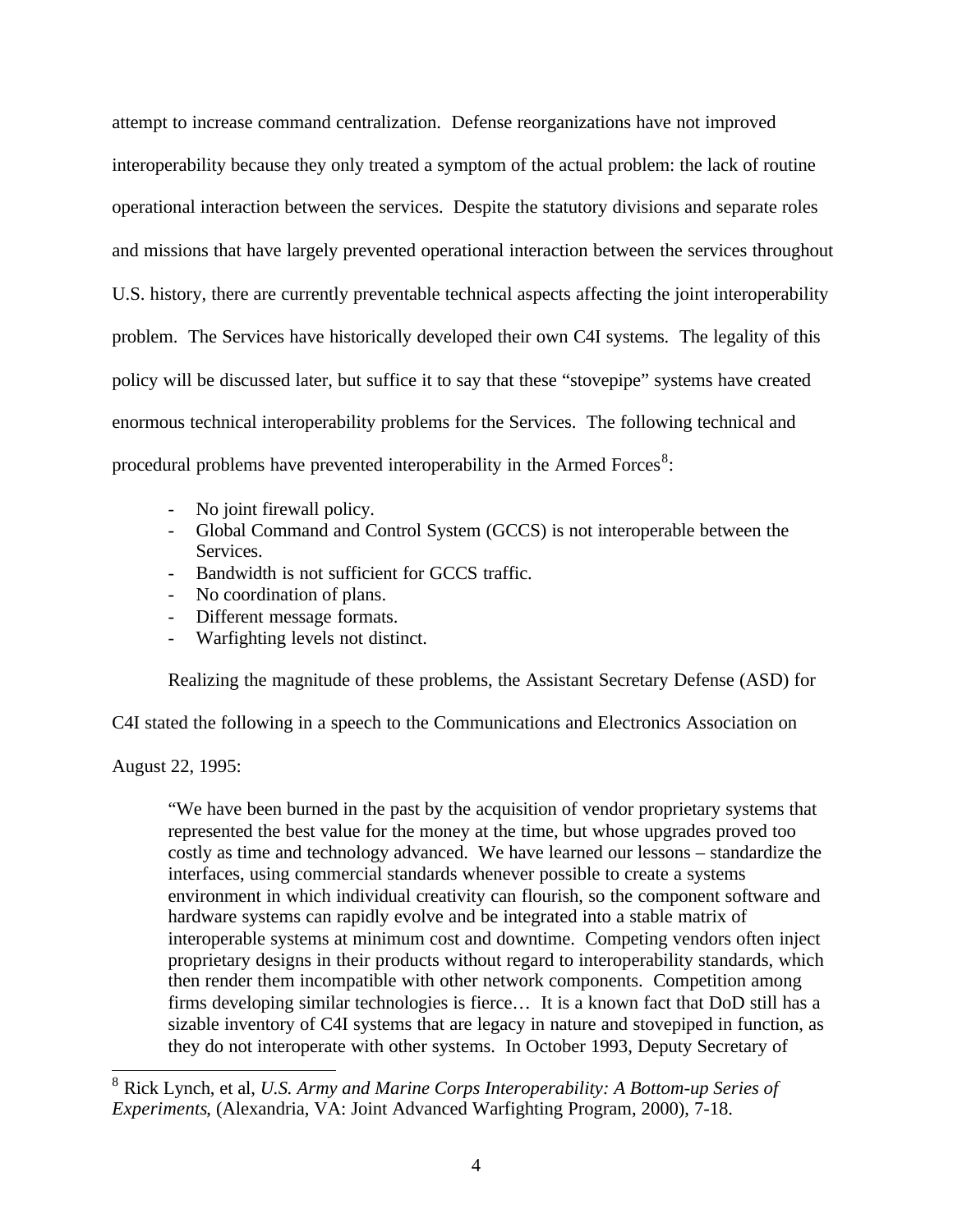attempt to increase command centralization. Defense reorganizations have not improved interoperability because they only treated a symptom of the actual problem: the lack of routine operational interaction between the services. Despite the statutory divisions and separate roles and missions that have largely prevented operational interaction between the services throughout U.S. history, there are currently preventable technical aspects affecting the joint interoperability problem. The Services have historically developed their own C4I systems. The legality of this policy will be discussed later, but suffice it to say that these "stovepipe" systems have created enormous technical interoperability problems for the Services. The following technical and procedural problems have prevented interoperability in the Armed Forces[8]:

- No joint firewall policy.
- Global Command and Control System (GCCS) is not interoperable between the Services.
- Bandwidth is not sufficient for GCCS traffic.
- No coordination of plans.
- Different message formats.
- Warfighting levels not distinct.

Realizing the magnitude of these problems, the Assistant Secretary Defense (ASD) for C4I stated the following in a speech to the Communications and Electronics Association on August 22, 1995:

> "We have been burned in the past by the acquisition of vendor proprietary systems that represented the best value for the money at the time, but whose upgrades proved too costly as time and technology advanced. We have learned our lessons – standardize the interfaces, using commercial standards whenever possible to create a systems environment in which individual creativity can flourish, so the component software and hardware systems can rapidly evolve and be integrated into a stable matrix of interoperable systems at minimum cost and downtime. Competing vendors often inject proprietary designs in their products without regard to interoperability standards, which then render them incompatible with other network components. Competition among firms developing similar technologies is fierce… It is a known fact that DoD still has a sizable inventory of C4I systems that are legacy in nature and stovepiped in function, as they do not interoperate with other systems. In October 1993, Deputy Secretary of

---

[8] Rick Lynch, et al, *U.S. Army and Marine Corps Interoperability: A Bottom-up Series of Experiments*, (Alexandria, VA: Joint Advanced Warfighting Program, 2000), 7-18.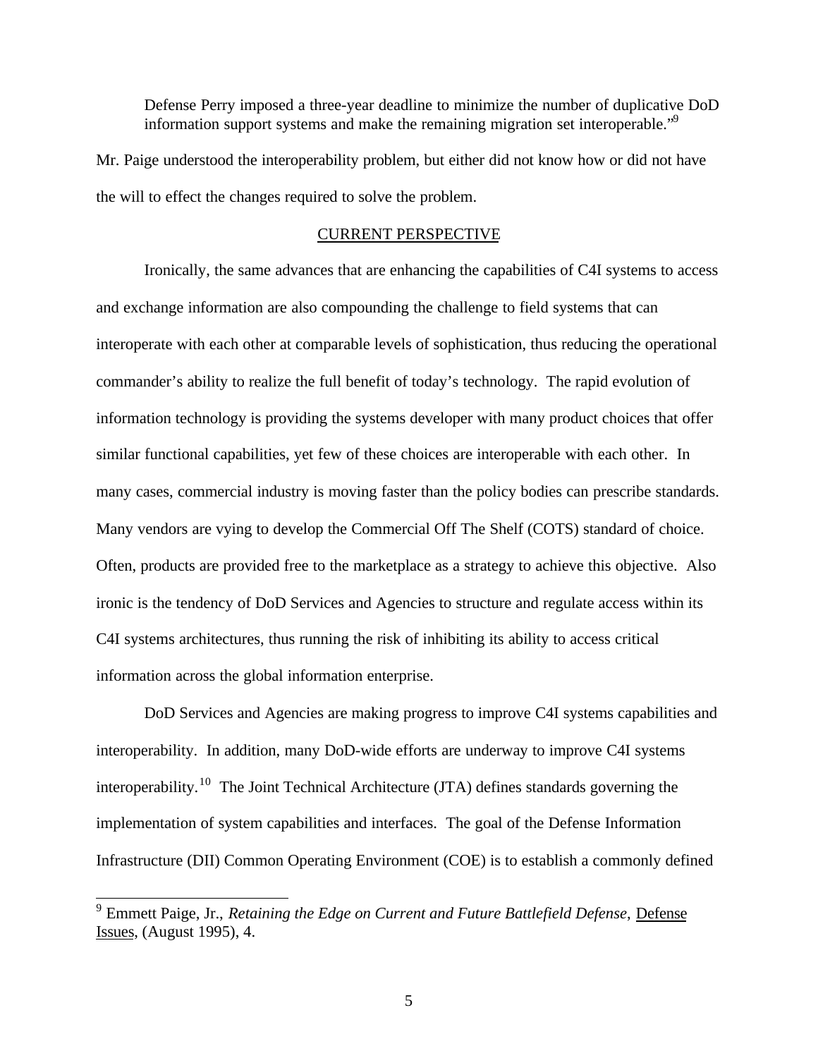Defense Perry imposed a three-year deadline to minimize the number of duplicative DoD information support systems and make the remaining migration set interoperable."[9]

Mr. Paige understood the interoperability problem, but either did not know how or did not have the will to effect the changes required to solve the problem.

## CURRENT PERSPECTIVE

Ironically, the same advances that are enhancing the capabilities of C4I systems to access and exchange information are also compounding the challenge to field systems that can interoperate with each other at comparable levels of sophistication, thus reducing the operational commander's ability to realize the full benefit of today's technology. The rapid evolution of information technology is providing the systems developer with many product choices that offer similar functional capabilities, yet few of these choices are interoperable with each other. In many cases, commercial industry is moving faster than the policy bodies can prescribe standards. Many vendors are vying to develop the Commercial Off The Shelf (COTS) standard of choice. Often, products are provided free to the marketplace as a strategy to achieve this objective. Also ironic is the tendency of DoD Services and Agencies to structure and regulate access within its C4I systems architectures, thus running the risk of inhibiting its ability to access critical information across the global information enterprise.

DoD Services and Agencies are making progress to improve C4I systems capabilities and interoperability. In addition, many DoD-wide efforts are underway to improve C4I systems interoperability.[10] The Joint Technical Architecture (JTA) defines standards governing the implementation of system capabilities and interfaces. The goal of the Defense Information Infrastructure (DII) Common Operating Environment (COE) is to establish a commonly defined

---

[9] Emmett Paige, Jr., *Retaining the Edge on Current and Future Battlefield Defense,* Defense Issues, (August 1995), 4.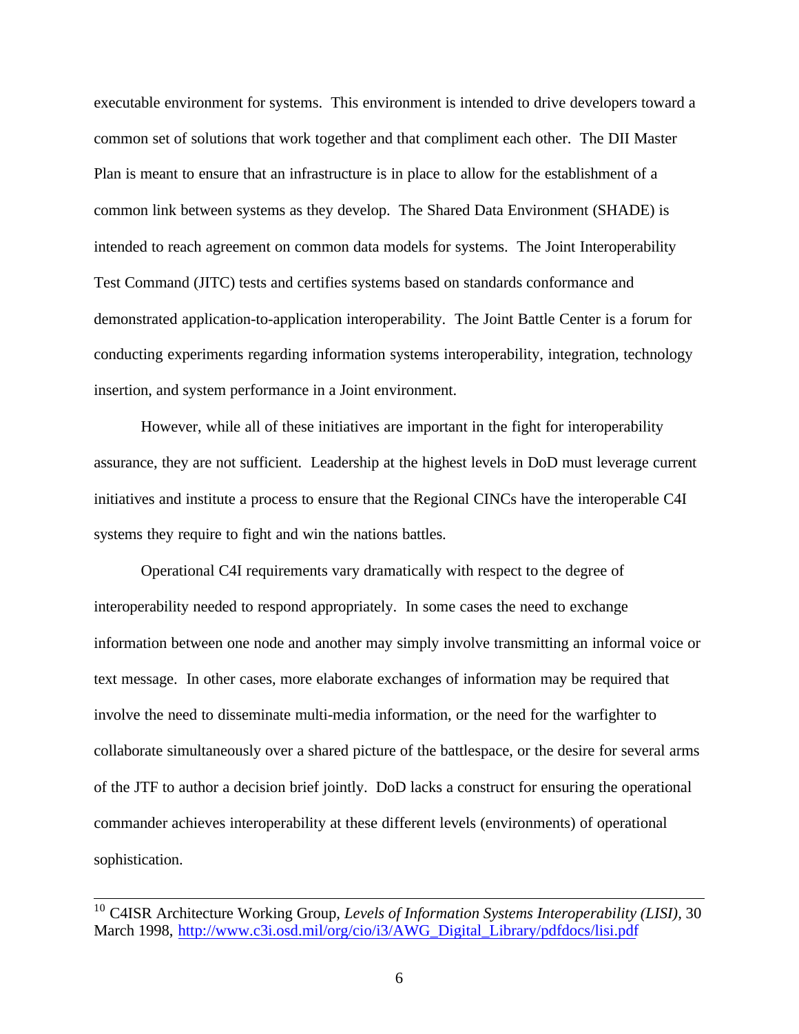executable environment for systems. This environment is intended to drive developers toward a common set of solutions that work together and that compliment each other. The DII Master Plan is meant to ensure that an infrastructure is in place to allow for the establishment of a common link between systems as they develop. The Shared Data Environment (SHADE) is intended to reach agreement on common data models for systems. The Joint Interoperability Test Command (JITC) tests and certifies systems based on standards conformance and demonstrated application-to-application interoperability. The Joint Battle Center is a forum for conducting experiments regarding information systems interoperability, integration, technology insertion, and system performance in a Joint environment.

However, while all of these initiatives are important in the fight for interoperability assurance, they are not sufficient. Leadership at the highest levels in DoD must leverage current initiatives and institute a process to ensure that the Regional CINCs have the interoperable C4I systems they require to fight and win the nations battles.

Operational C4I requirements vary dramatically with respect to the degree of interoperability needed to respond appropriately. In some cases the need to exchange information between one node and another may simply involve transmitting an informal voice or text message. In other cases, more elaborate exchanges of information may be required that involve the need to disseminate multi-media information, or the need for the warfighter to collaborate simultaneously over a shared picture of the battlespace, or the desire for several arms of the JTF to author a decision brief jointly. DoD lacks a construct for ensuring the operational commander achieves interoperability at these different levels (environments) of operational sophistication.

---

[10] C4ISR Architecture Working Group, *Levels of Information Systems Interoperability (LISI)*, 30 March 1998, http://www.c3i.osd.mil/org/cio/i3/AWG_Digital_Library/pdfdocs/lisi.pdf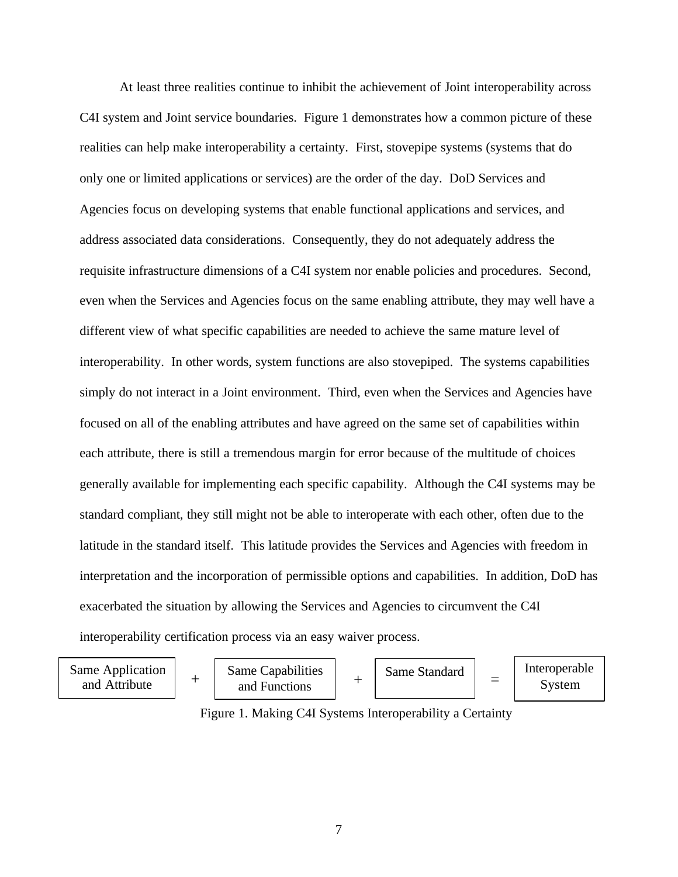At least three realities continue to inhibit the achievement of Joint interoperability across C4I system and Joint service boundaries. Figure 1 demonstrates how a common picture of these realities can help make interoperability a certainty. First, stovepipe systems (systems that do only one or limited applications or services) are the order of the day. DoD Services and Agencies focus on developing systems that enable functional applications and services, and address associated data considerations. Consequently, they do not adequately address the requisite infrastructure dimensions of a C4I system nor enable policies and procedures. Second, even when the Services and Agencies focus on the same enabling attribute, they may well have a different view of what specific capabilities are needed to achieve the same mature level of interoperability. In other words, system functions are also stovepiped. The systems capabilities simply do not interact in a Joint environment. Third, even when the Services and Agencies have focused on all of the enabling attributes and have agreed on the same set of capabilities within each attribute, there is still a tremendous margin for error because of the multitude of choices generally available for implementing each specific capability. Although the C4I systems may be standard compliant, they still might not be able to interoperate with each other, often due to the latitude in the standard itself. This latitude provides the Services and Agencies with freedom in interpretation and the incorporation of permissible options and capabilities. In addition, DoD has exacerbated the situation by allowing the Services and Agencies to circumvent the C4I interoperability certification process via an easy waiver process.

Same Application and Attribute + Same Capabilities and Functions + Same Standard = Interoperable System

Figure 1. Making C4I Systems Interoperability a Certainty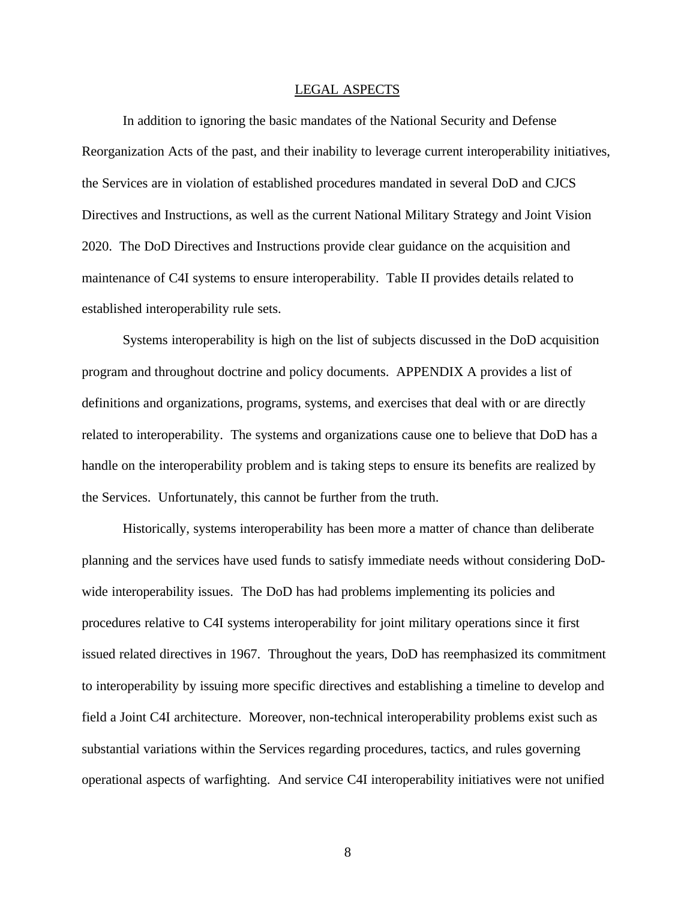## LEGAL ASPECTS

In addition to ignoring the basic mandates of the National Security and Defense Reorganization Acts of the past, and their inability to leverage current interoperability initiatives, the Services are in violation of established procedures mandated in several DoD and CJCS Directives and Instructions, as well as the current National Military Strategy and Joint Vision 2020. The DoD Directives and Instructions provide clear guidance on the acquisition and maintenance of C4I systems to ensure interoperability. Table II provides details related to established interoperability rule sets.

Systems interoperability is high on the list of subjects discussed in the DoD acquisition program and throughout doctrine and policy documents. APPENDIX A provides a list of definitions and organizations, programs, systems, and exercises that deal with or are directly related to interoperability. The systems and organizations cause one to believe that DoD has a handle on the interoperability problem and is taking steps to ensure its benefits are realized by the Services. Unfortunately, this cannot be further from the truth.

Historically, systems interoperability has been more a matter of chance than deliberate planning and the services have used funds to satisfy immediate needs without considering DoD-wide interoperability issues. The DoD has had problems implementing its policies and procedures relative to C4I systems interoperability for joint military operations since it first issued related directives in 1967. Throughout the years, DoD has reemphasized its commitment to interoperability by issuing more specific directives and establishing a timeline to develop and field a Joint C4I architecture. Moreover, non-technical interoperability problems exist such as substantial variations within the Services regarding procedures, tactics, and rules governing operational aspects of warfighting. And service C4I interoperability initiatives were not unified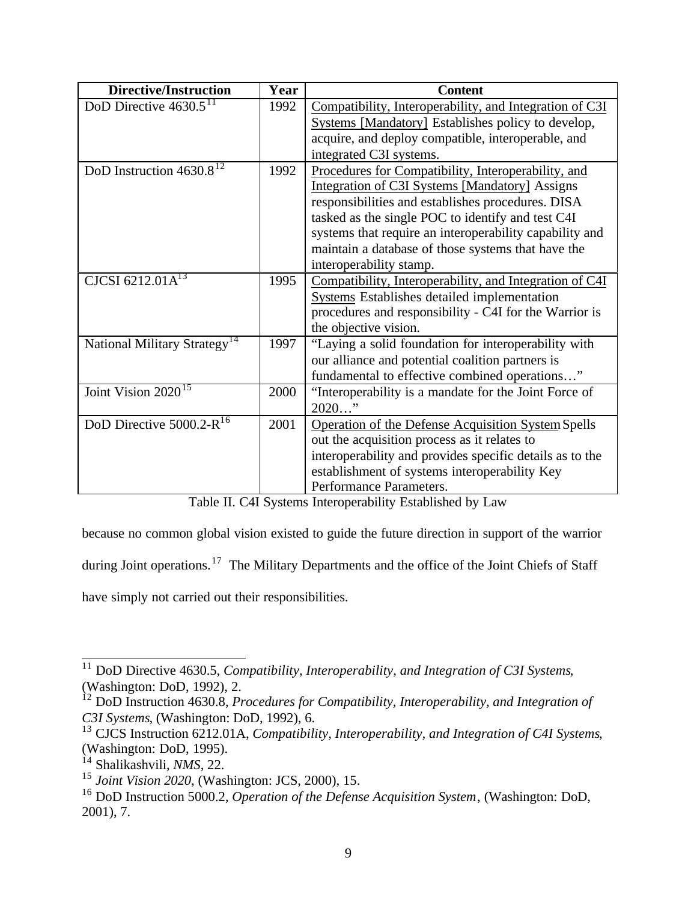| Directive/Instruction | Year | Content |
|---|---|---|
| DoD Directive 4630.5[11] | 1992 | Compatibility, Interoperability, and Integration of C3I Systems [Mandatory] Establishes policy to develop, acquire, and deploy compatible, interoperable, and integrated C3I systems. |
| DoD Instruction 4630.8[12] | 1992 | Procedures for Compatibility, Interoperability, and Integration of C3I Systems [Mandatory] Assigns responsibilities and establishes procedures. DISA tasked as the single POC to identify and test C4I systems that require an interoperability capability and maintain a database of those systems that have the interoperability stamp. |
| CJCSI 6212.01A[13] | 1995 | Compatibility, Interoperability, and Integration of C4I Systems Establishes detailed implementation procedures and responsibility - C4I for the Warrior is the objective vision. |
| National Military Strategy[14] | 1997 | "Laying a solid foundation for interoperability with our alliance and potential coalition partners is fundamental to effective combined operations…" |
| Joint Vision 2020[15] | 2000 | "Interoperability is a mandate for the Joint Force of 2020…" |
| DoD Directive 5000.2-R[16] | 2001 | Operation of the Defense Acquisition System Spells out the acquisition process as it relates to interoperability and provides specific details as to the establishment of systems interoperability Key Performance Parameters. |

Table II. C4I Systems Interoperability Established by Law

because no common global vision existed to guide the future direction in support of the warrior during Joint operations.[17] The Military Departments and the office of the Joint Chiefs of Staff have simply not carried out their responsibilities.

[11] DoD Directive 4630.5, *Compatibility, Interoperability, and Integration of C3I Systems*, (Washington: DoD, 1992), 2.

[12] DoD Instruction 4630.8, *Procedures for Compatibility, Interoperability, and Integration of C3I Systems*, (Washington: DoD, 1992), 6.

[13] CJCS Instruction 6212.01A, *Compatibility, Interoperability, and Integration of C4I Systems*, (Washington: DoD, 1995).

[14] Shalikashvili, *NMS*, 22.

[15] *Joint Vision 2020*, (Washington: JCS, 2000), 15.

[16] DoD Instruction 5000.2, *Operation of the Defense Acquisition System*, (Washington: DoD, 2001), 7.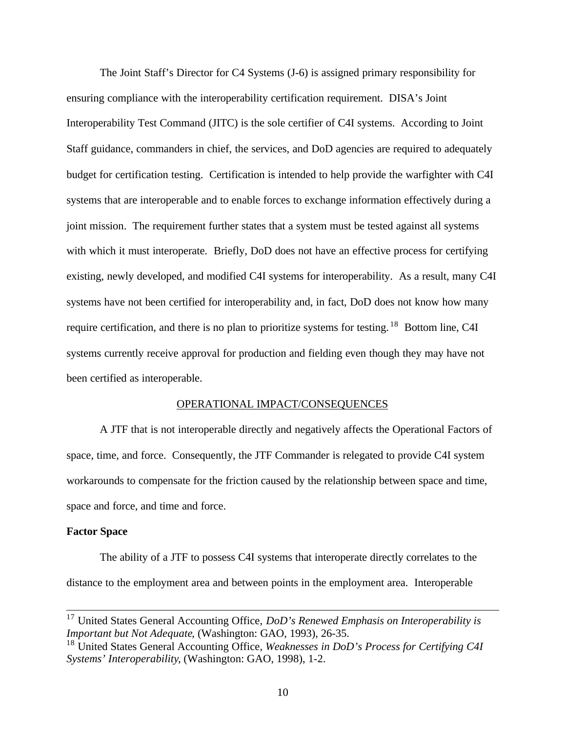The Joint Staff's Director for C4 Systems (J-6) is assigned primary responsibility for ensuring compliance with the interoperability certification requirement. DISA's Joint Interoperability Test Command (JITC) is the sole certifier of C4I systems. According to Joint Staff guidance, commanders in chief, the services, and DoD agencies are required to adequately budget for certification testing. Certification is intended to help provide the warfighter with C4I systems that are interoperable and to enable forces to exchange information effectively during a joint mission. The requirement further states that a system must be tested against all systems with which it must interoperate. Briefly, DoD does not have an effective process for certifying existing, newly developed, and modified C4I systems for interoperability. As a result, many C4I systems have not been certified for interoperability and, in fact, DoD does not know how many require certification, and there is no plan to prioritize systems for testing.[18] Bottom line, C4I systems currently receive approval for production and fielding even though they may have not been certified as interoperable.

## OPERATIONAL IMPACT/CONSEQUENCES

A JTF that is not interoperable directly and negatively affects the Operational Factors of space, time, and force. Consequently, the JTF Commander is relegated to provide C4I system workarounds to compensate for the friction caused by the relationship between space and time, space and force, and time and force.

### Factor Space

The ability of a JTF to possess C4I systems that interoperate directly correlates to the distance to the employment area and between points in the employment area. Interoperable

---

[17] United States General Accounting Office, *DoD's Renewed Emphasis on Interoperability is Important but Not Adequate*, (Washington: GAO, 1993), 26-35.

[18] United States General Accounting Office, *Weaknesses in DoD's Process for Certifying C4I Systems' Interoperability*, (Washington: GAO, 1998), 1-2.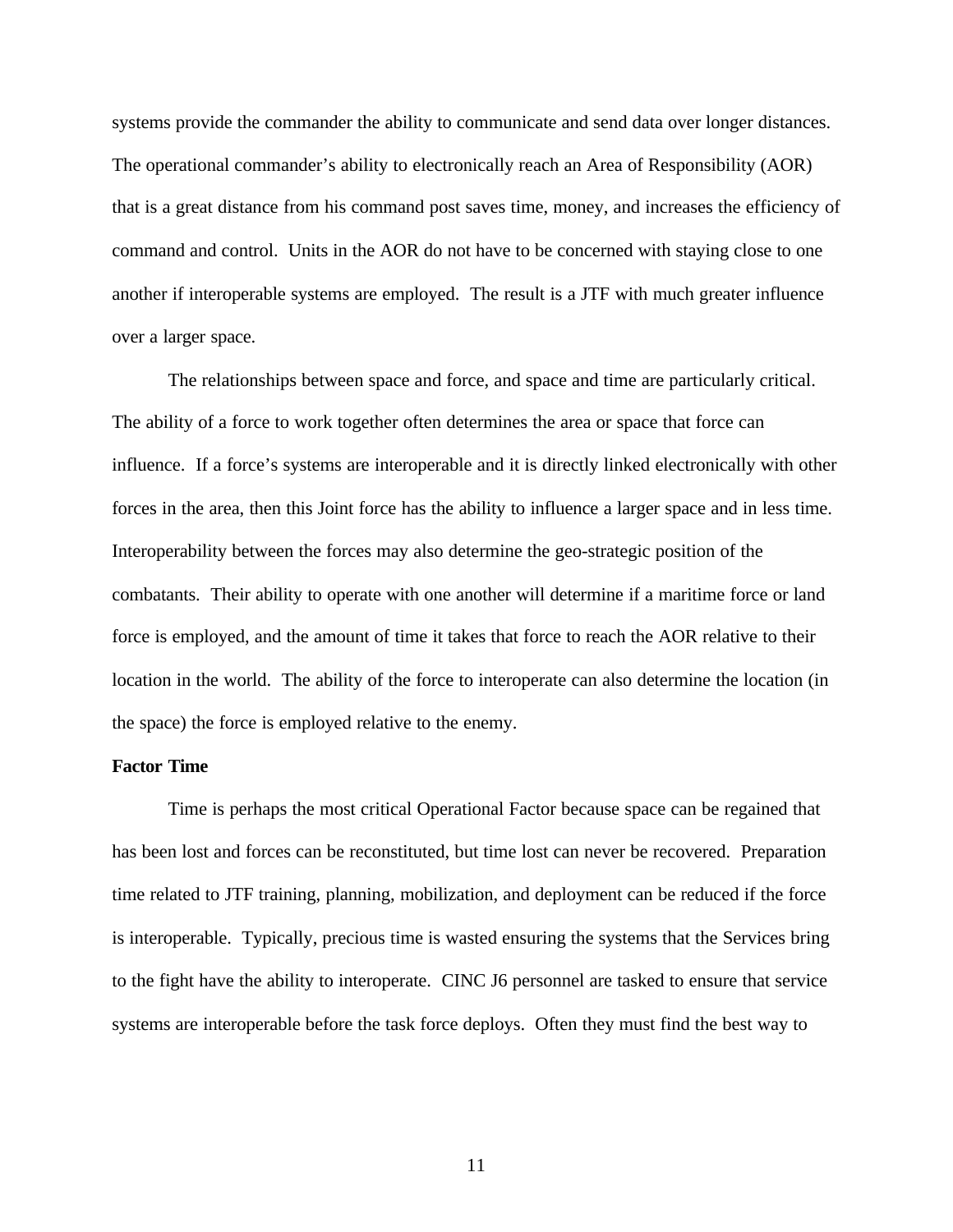systems provide the commander the ability to communicate and send data over longer distances. The operational commander's ability to electronically reach an Area of Responsibility (AOR) that is a great distance from his command post saves time, money, and increases the efficiency of command and control. Units in the AOR do not have to be concerned with staying close to one another if interoperable systems are employed. The result is a JTF with much greater influence over a larger space.

The relationships between space and force, and space and time are particularly critical. The ability of a force to work together often determines the area or space that force can influence. If a force's systems are interoperable and it is directly linked electronically with other forces in the area, then this Joint force has the ability to influence a larger space and in less time. Interoperability between the forces may also determine the geo-strategic position of the combatants. Their ability to operate with one another will determine if a maritime force or land force is employed, and the amount of time it takes that force to reach the AOR relative to their location in the world. The ability of the force to interoperate can also determine the location (in the space) the force is employed relative to the enemy.

**Factor Time**

Time is perhaps the most critical Operational Factor because space can be regained that has been lost and forces can be reconstituted, but time lost can never be recovered. Preparation time related to JTF training, planning, mobilization, and deployment can be reduced if the force is interoperable. Typically, precious time is wasted ensuring the systems that the Services bring to the fight have the ability to interoperate. CINC J6 personnel are tasked to ensure that service systems are interoperable before the task force deploys. Often they must find the best way to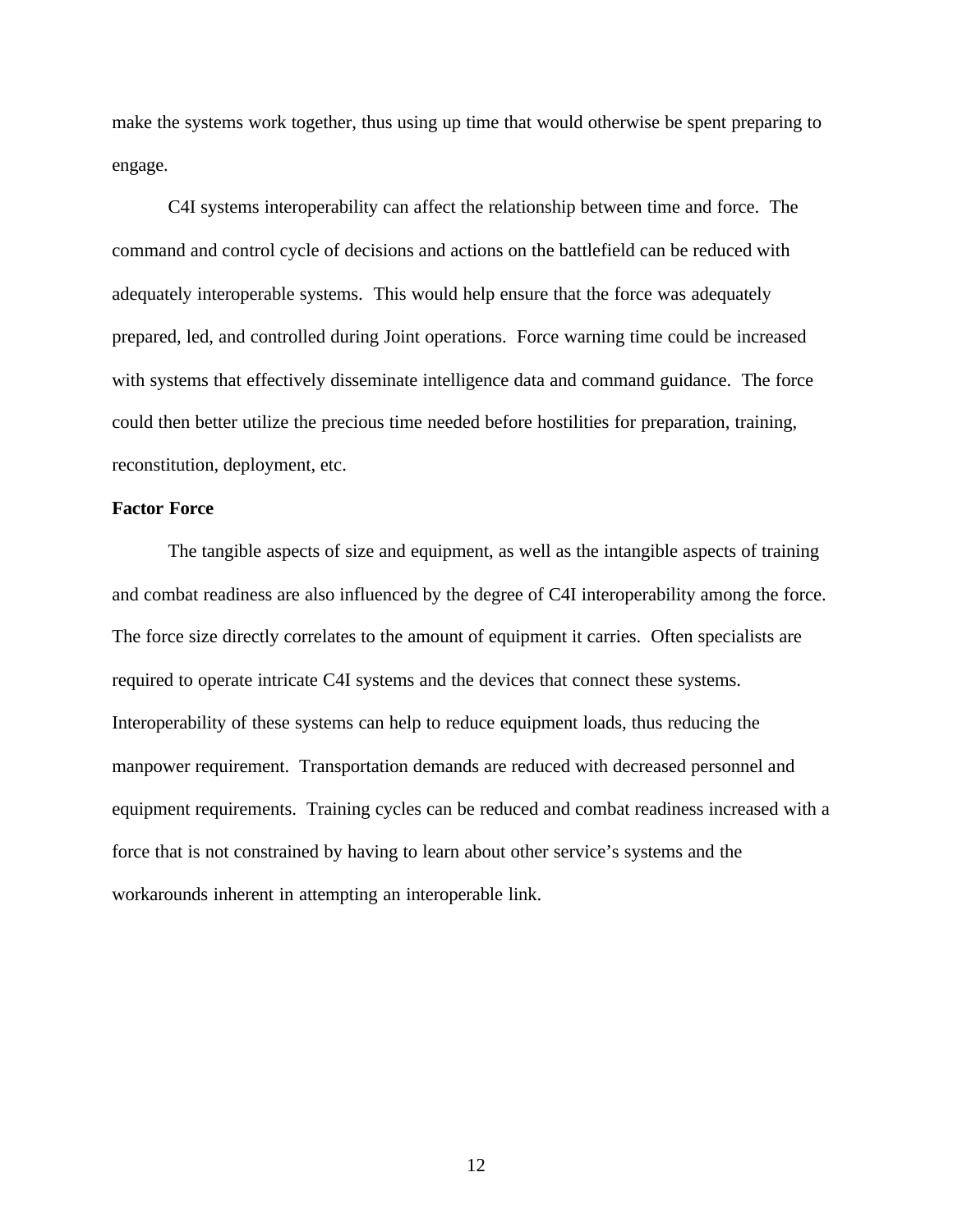make the systems work together, thus using up time that would otherwise be spent preparing to engage.

C4I systems interoperability can affect the relationship between time and force. The command and control cycle of decisions and actions on the battlefield can be reduced with adequately interoperable systems. This would help ensure that the force was adequately prepared, led, and controlled during Joint operations. Force warning time could be increased with systems that effectively disseminate intelligence data and command guidance. The force could then better utilize the precious time needed before hostilities for preparation, training, reconstitution, deployment, etc.

**Factor Force**

The tangible aspects of size and equipment, as well as the intangible aspects of training and combat readiness are also influenced by the degree of C4I interoperability among the force. The force size directly correlates to the amount of equipment it carries. Often specialists are required to operate intricate C4I systems and the devices that connect these systems. Interoperability of these systems can help to reduce equipment loads, thus reducing the manpower requirement. Transportation demands are reduced with decreased personnel and equipment requirements. Training cycles can be reduced and combat readiness increased with a force that is not constrained by having to learn about other service's systems and the workarounds inherent in attempting an interoperable link.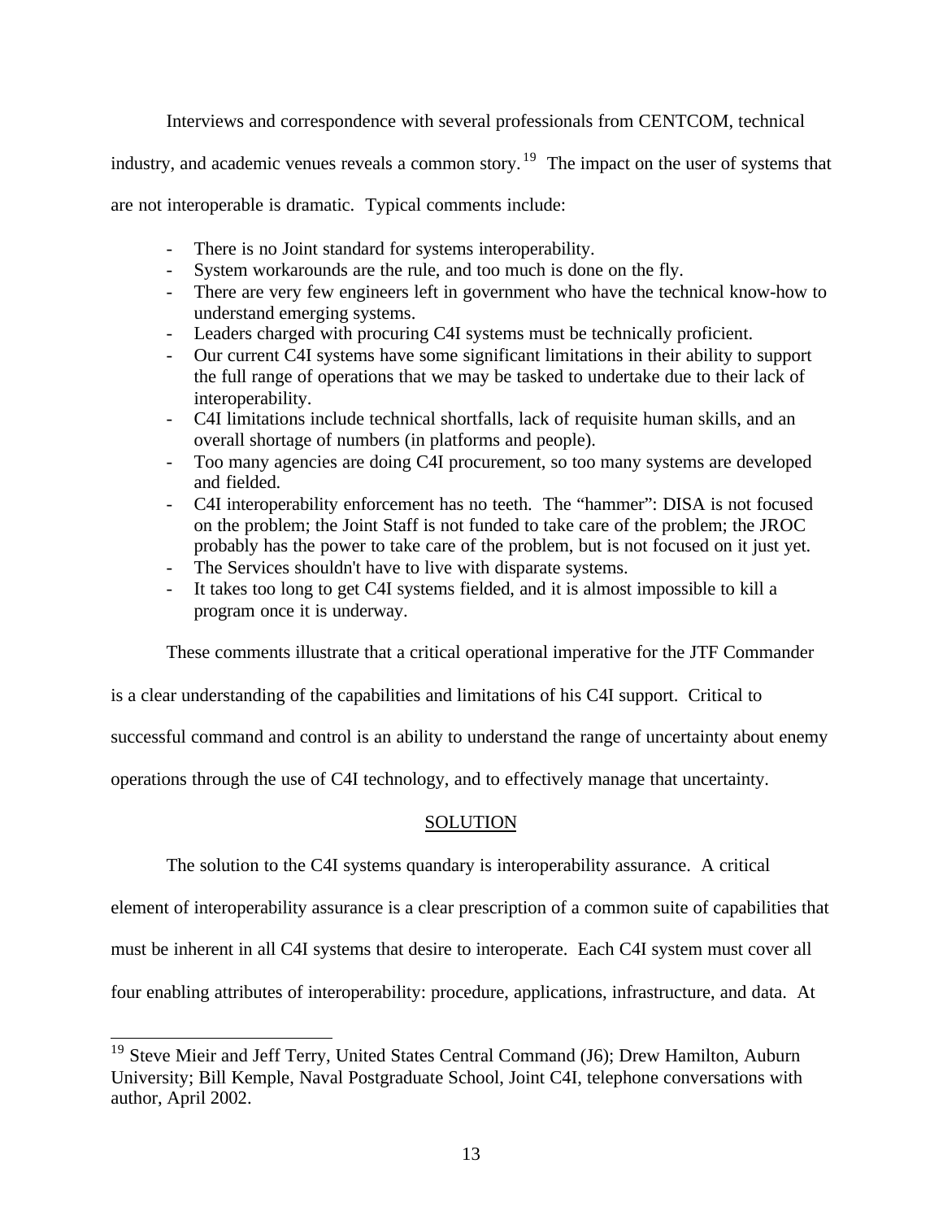Interviews and correspondence with several professionals from CENTCOM, technical industry, and academic venues reveals a common story.[19] The impact on the user of systems that are not interoperable is dramatic. Typical comments include:

- There is no Joint standard for systems interoperability.
- System workarounds are the rule, and too much is done on the fly.
- There are very few engineers left in government who have the technical know-how to understand emerging systems.
- Leaders charged with procuring C4I systems must be technically proficient.
- Our current C4I systems have some significant limitations in their ability to support the full range of operations that we may be tasked to undertake due to their lack of interoperability.
- C4I limitations include technical shortfalls, lack of requisite human skills, and an overall shortage of numbers (in platforms and people).
- Too many agencies are doing C4I procurement, so too many systems are developed and fielded.
- C4I interoperability enforcement has no teeth. The "hammer": DISA is not focused on the problem; the Joint Staff is not funded to take care of the problem; the JROC probably has the power to take care of the problem, but is not focused on it just yet.
- The Services shouldn't have to live with disparate systems.
- It takes too long to get C4I systems fielded, and it is almost impossible to kill a program once it is underway.

These comments illustrate that a critical operational imperative for the JTF Commander is a clear understanding of the capabilities and limitations of his C4I support. Critical to successful command and control is an ability to understand the range of uncertainty about enemy operations through the use of C4I technology, and to effectively manage that uncertainty.

## SOLUTION

The solution to the C4I systems quandary is interoperability assurance. A critical element of interoperability assurance is a clear prescription of a common suite of capabilities that must be inherent in all C4I systems that desire to interoperate. Each C4I system must cover all four enabling attributes of interoperability: procedure, applications, infrastructure, and data. At

[19] Steve Mieir and Jeff Terry, United States Central Command (J6); Drew Hamilton, Auburn University; Bill Kemple, Naval Postgraduate School, Joint C4I, telephone conversations with author, April 2002.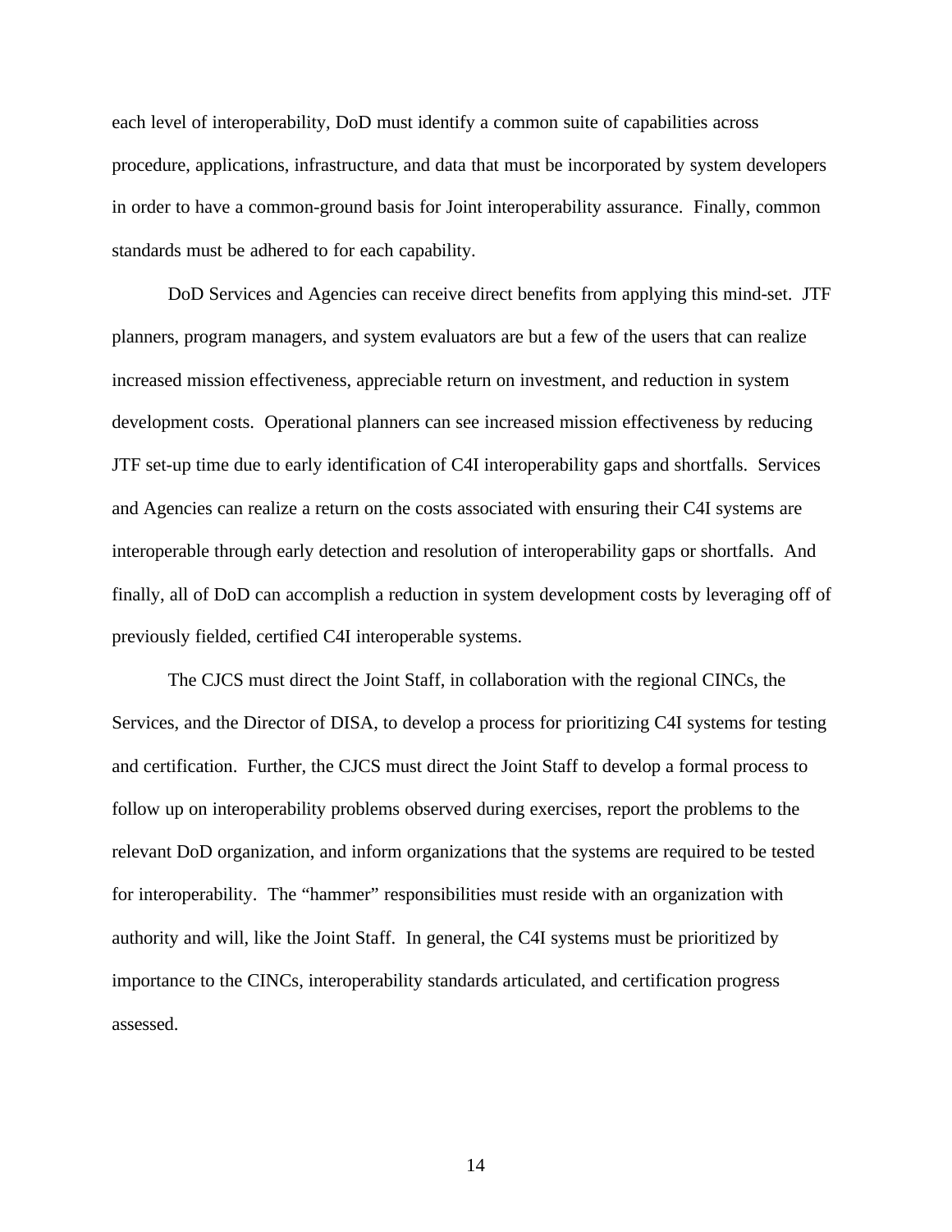each level of interoperability, DoD must identify a common suite of capabilities across procedure, applications, infrastructure, and data that must be incorporated by system developers in order to have a common-ground basis for Joint interoperability assurance. Finally, common standards must be adhered to for each capability.

DoD Services and Agencies can receive direct benefits from applying this mind-set. JTF planners, program managers, and system evaluators are but a few of the users that can realize increased mission effectiveness, appreciable return on investment, and reduction in system development costs. Operational planners can see increased mission effectiveness by reducing JTF set-up time due to early identification of C4I interoperability gaps and shortfalls. Services and Agencies can realize a return on the costs associated with ensuring their C4I systems are interoperable through early detection and resolution of interoperability gaps or shortfalls. And finally, all of DoD can accomplish a reduction in system development costs by leveraging off of previously fielded, certified C4I interoperable systems.

The CJCS must direct the Joint Staff, in collaboration with the regional CINCs, the Services, and the Director of DISA, to develop a process for prioritizing C4I systems for testing and certification. Further, the CJCS must direct the Joint Staff to develop a formal process to follow up on interoperability problems observed during exercises, report the problems to the relevant DoD organization, and inform organizations that the systems are required to be tested for interoperability. The "hammer" responsibilities must reside with an organization with authority and will, like the Joint Staff. In general, the C4I systems must be prioritized by importance to the CINCs, interoperability standards articulated, and certification progress assessed.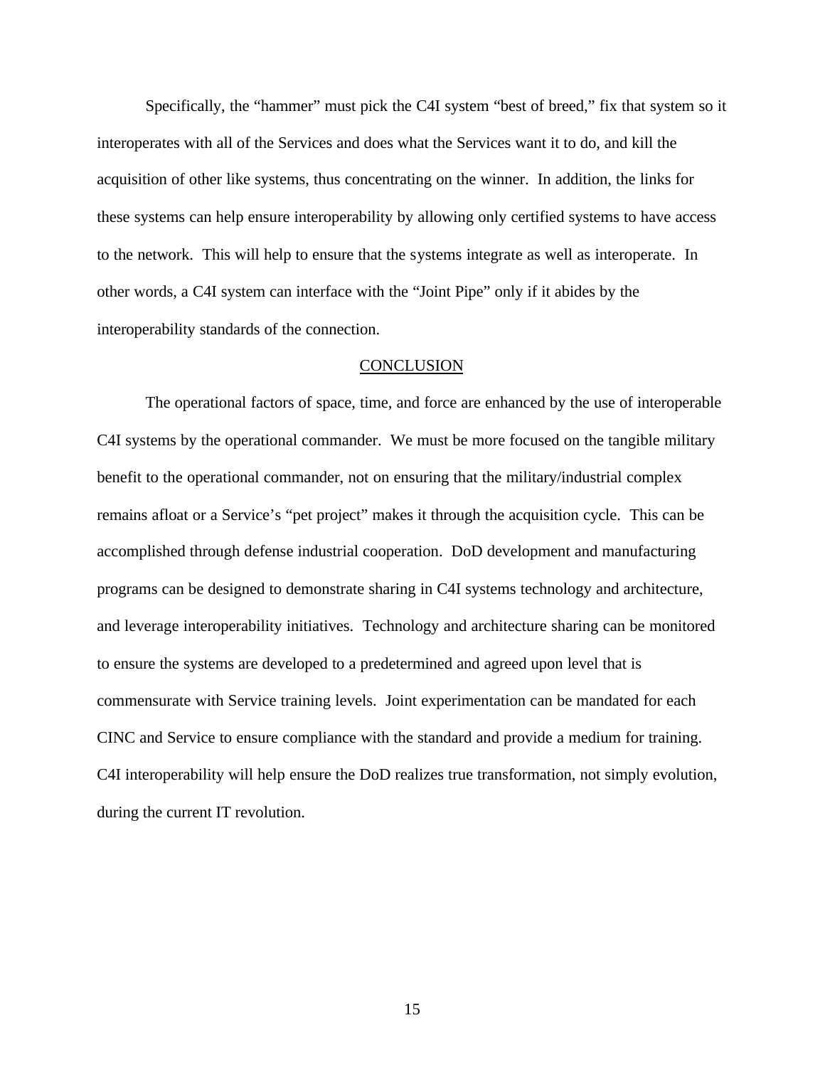Specifically, the "hammer" must pick the C4I system "best of breed," fix that system so it interoperates with all of the Services and does what the Services want it to do, and kill the acquisition of other like systems, thus concentrating on the winner. In addition, the links for these systems can help ensure interoperability by allowing only certified systems to have access to the network. This will help to ensure that the systems integrate as well as interoperate. In other words, a C4I system can interface with the "Joint Pipe" only if it abides by the interoperability standards of the connection.

## CONCLUSION

The operational factors of space, time, and force are enhanced by the use of interoperable C4I systems by the operational commander. We must be more focused on the tangible military benefit to the operational commander, not on ensuring that the military/industrial complex remains afloat or a Service's "pet project" makes it through the acquisition cycle. This can be accomplished through defense industrial cooperation. DoD development and manufacturing programs can be designed to demonstrate sharing in C4I systems technology and architecture, and leverage interoperability initiatives. Technology and architecture sharing can be monitored to ensure the systems are developed to a predetermined and agreed upon level that is commensurate with Service training levels. Joint experimentation can be mandated for each CINC and Service to ensure compliance with the standard and provide a medium for training. C4I interoperability will help ensure the DoD realizes true transformation, not simply evolution, during the current IT revolution.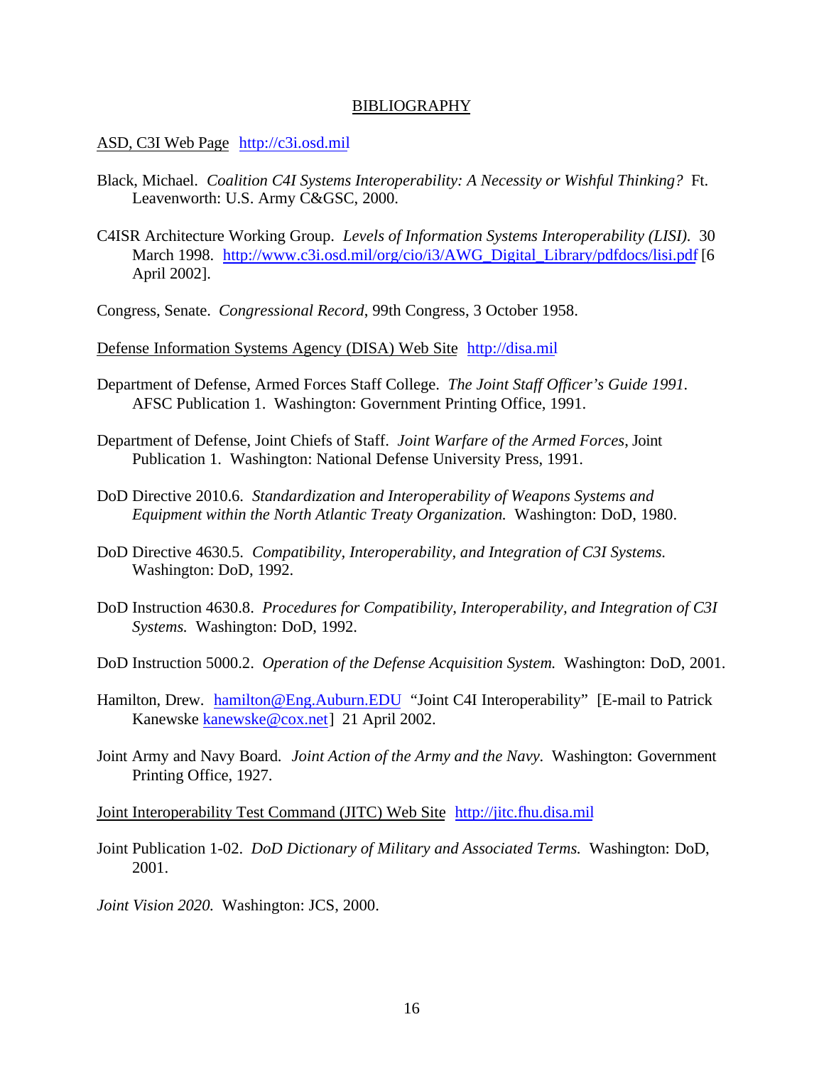## BIBLIOGRAPHY

ASD, C3I Web Page http://c3i.osd.mil

Black, Michael. *Coalition C4I Systems Interoperability: A Necessity or Wishful Thinking?* Ft. Leavenworth: U.S. Army C&GSC, 2000.

C4ISR Architecture Working Group. *Levels of Information Systems Interoperability (LISI).* 30 March 1998. http://www.c3i.osd.mil/org/cio/i3/AWG_Digital_Library/pdfdocs/lisi.pdf [6 April 2002].

Congress, Senate. *Congressional Record*, 99th Congress, 3 October 1958.

Defense Information Systems Agency (DISA) Web Site http://disa.mil

Department of Defense, Armed Forces Staff College. *The Joint Staff Officer's Guide 1991.* AFSC Publication 1. Washington: Government Printing Office, 1991.

Department of Defense, Joint Chiefs of Staff. *Joint Warfare of the Armed Forces*, Joint Publication 1. Washington: National Defense University Press, 1991.

DoD Directive 2010.6. *Standardization and Interoperability of Weapons Systems and Equipment within the North Atlantic Treaty Organization.* Washington: DoD, 1980.

DoD Directive 4630.5. *Compatibility, Interoperability, and Integration of C3I Systems.* Washington: DoD, 1992.

DoD Instruction 4630.8. *Procedures for Compatibility, Interoperability, and Integration of C3I Systems.* Washington: DoD, 1992.

DoD Instruction 5000.2. *Operation of the Defense Acquisition System.* Washington: DoD, 2001.

Hamilton, Drew. hamilton@Eng.Auburn.EDU "Joint C4I Interoperability" [E-mail to Patrick Kanewske kanewske@cox.net] 21 April 2002.

Joint Army and Navy Board. *Joint Action of the Army and the Navy.* Washington: Government Printing Office, 1927.

Joint Interoperability Test Command (JITC) Web Site http://jitc.fhu.disa.mil

Joint Publication 1-02. *DoD Dictionary of Military and Associated Terms.* Washington: DoD, 2001.

*Joint Vision 2020.* Washington: JCS, 2000.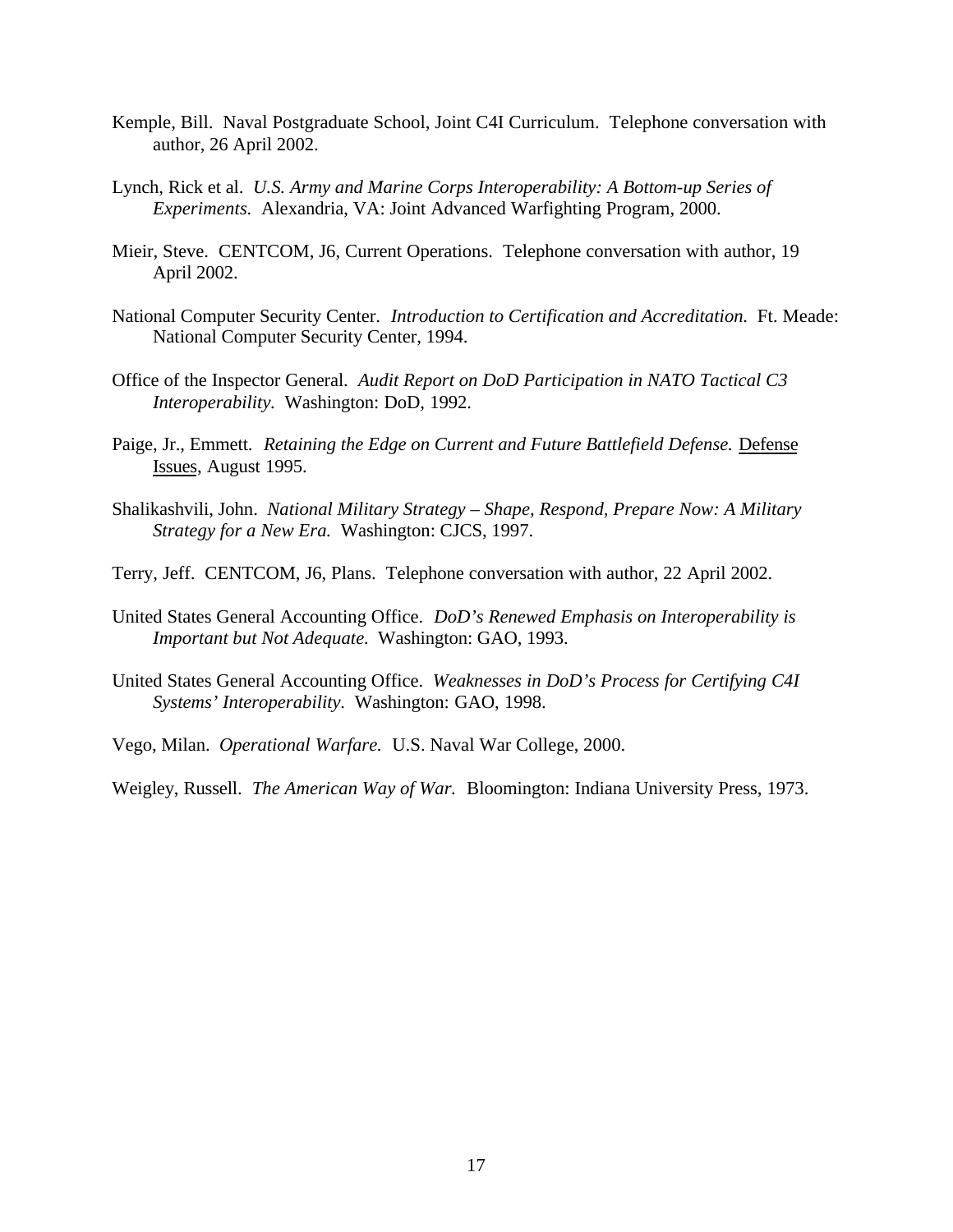Kemple, Bill. Naval Postgraduate School, Joint C4I Curriculum. Telephone conversation with author, 26 April 2002.

Lynch, Rick et al. *U.S. Army and Marine Corps Interoperability: A Bottom-up Series of Experiments.* Alexandria, VA: Joint Advanced Warfighting Program, 2000.

Mieir, Steve. CENTCOM, J6, Current Operations. Telephone conversation with author, 19 April 2002.

National Computer Security Center. *Introduction to Certification and Accreditation.* Ft. Meade: National Computer Security Center, 1994.

Office of the Inspector General. *Audit Report on DoD Participation in NATO Tactical C3 Interoperability.* Washington: DoD, 1992.

Paige, Jr., Emmett. *Retaining the Edge on Current and Future Battlefield Defense.* Defense Issues, August 1995.

Shalikashvili, John. *National Military Strategy – Shape, Respond, Prepare Now: A Military Strategy for a New Era.* Washington: CJCS, 1997.

Terry, Jeff. CENTCOM, J6, Plans. Telephone conversation with author, 22 April 2002.

United States General Accounting Office. *DoD's Renewed Emphasis on Interoperability is Important but Not Adequate.* Washington: GAO, 1993.

United States General Accounting Office. *Weaknesses in DoD's Process for Certifying C4I Systems' Interoperability.* Washington: GAO, 1998.

Vego, Milan. *Operational Warfare.* U.S. Naval War College, 2000.

Weigley, Russell. *The American Way of War.* Bloomington: Indiana University Press, 1973.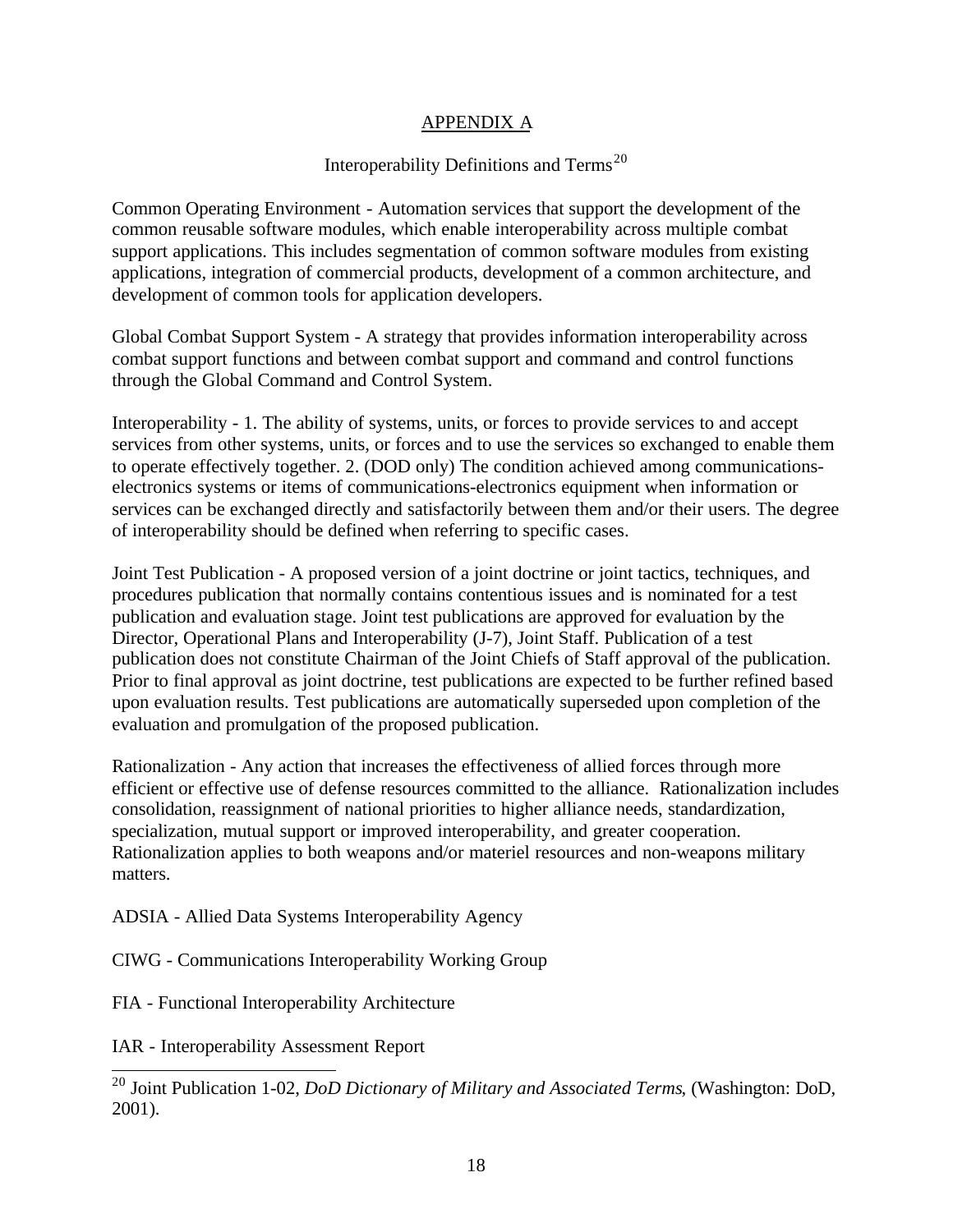## APPENDIX A

### Interoperability Definitions and Terms[20]

Common Operating Environment - Automation services that support the development of the common reusable software modules, which enable interoperability across multiple combat support applications. This includes segmentation of common software modules from existing applications, integration of commercial products, development of a common architecture, and development of common tools for application developers.

Global Combat Support System - A strategy that provides information interoperability across combat support functions and between combat support and command and control functions through the Global Command and Control System.

Interoperability - 1. The ability of systems, units, or forces to provide services to and accept services from other systems, units, or forces and to use the services so exchanged to enable them to operate effectively together. 2. (DOD only) The condition achieved among communications-electronics systems or items of communications-electronics equipment when information or services can be exchanged directly and satisfactorily between them and/or their users. The degree of interoperability should be defined when referring to specific cases.

Joint Test Publication - A proposed version of a joint doctrine or joint tactics, techniques, and procedures publication that normally contains contentious issues and is nominated for a test publication and evaluation stage. Joint test publications are approved for evaluation by the Director, Operational Plans and Interoperability (J-7), Joint Staff. Publication of a test publication does not constitute Chairman of the Joint Chiefs of Staff approval of the publication. Prior to final approval as joint doctrine, test publications are expected to be further refined based upon evaluation results. Test publications are automatically superseded upon completion of the evaluation and promulgation of the proposed publication.

Rationalization - Any action that increases the effectiveness of allied forces through more efficient or effective use of defense resources committed to the alliance. Rationalization includes consolidation, reassignment of national priorities to higher alliance needs, standardization, specialization, mutual support or improved interoperability, and greater cooperation. Rationalization applies to both weapons and/or materiel resources and non-weapons military matters.

ADSIA - Allied Data Systems Interoperability Agency

CIWG - Communications Interoperability Working Group

FIA - Functional Interoperability Architecture

IAR - Interoperability Assessment Report

[20] Joint Publication 1-02, *DoD Dictionary of Military and Associated Terms*, (Washington: DoD, 2001).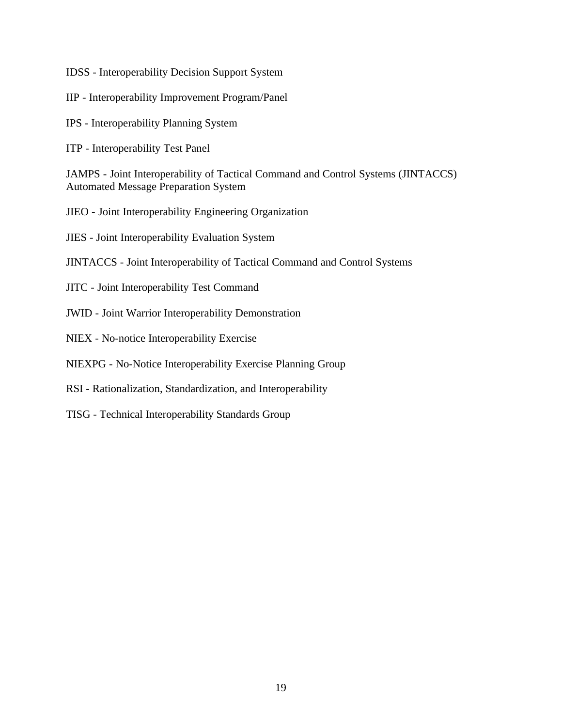IDSS - Interoperability Decision Support System

IIP - Interoperability Improvement Program/Panel

IPS - Interoperability Planning System

ITP - Interoperability Test Panel

JAMPS - Joint Interoperability of Tactical Command and Control Systems (JINTACCS) Automated Message Preparation System

JIEO - Joint Interoperability Engineering Organization

JIES - Joint Interoperability Evaluation System

JINTACCS - Joint Interoperability of Tactical Command and Control Systems

JITC - Joint Interoperability Test Command

JWID - Joint Warrior Interoperability Demonstration

NIEX - No-notice Interoperability Exercise

NIEXPG - No-Notice Interoperability Exercise Planning Group

RSI - Rationalization, Standardization, and Interoperability

TISG - Technical Interoperability Standards Group